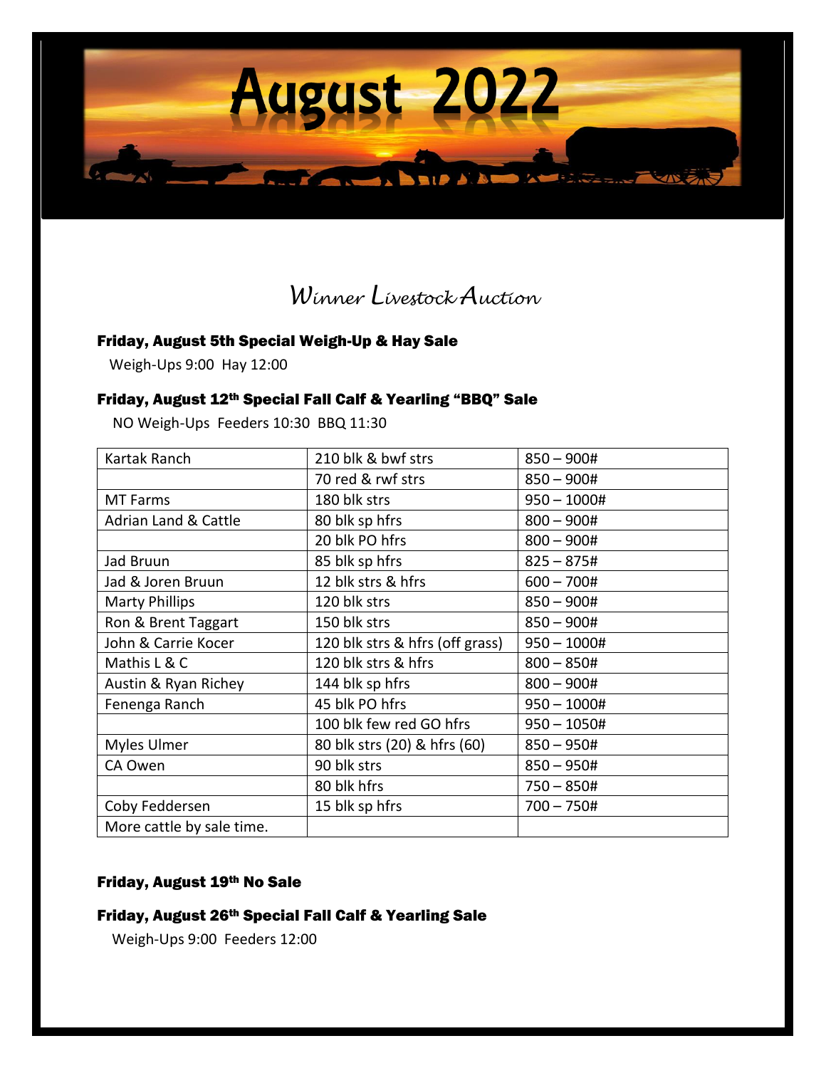# August 2022

*Winner Livestock Auction*

### Friday, August 5th Special Weigh-Up & Hay Sale

Weigh-Ups 9:00 Hay 12:00

### Friday, August 12th Special Fall Calf & Yearling "BBQ" Sale

NO Weigh-Ups Feeders 10:30 BBQ 11:30

| | | |
|---|---|---|
| Kartak Ranch | 210 blk & bwf strs | 850 – 900# |
| | 70 red & rwf strs | 850 – 900# |
| MT Farms | 180 blk strs | 950 – 1000# |
| Adrian Land & Cattle | 80 blk sp hfrs | 800 – 900# |
| | 20 blk PO hfrs | 800 – 900# |
| Jad Bruun | 85 blk sp hfrs | 825 – 875# |
| Jad & Joren Bruun | 12 blk strs & hfrs | 600 – 700# |
| Marty Phillips | 120 blk strs | 850 – 900# |
| Ron & Brent Taggart | 150 blk strs | 850 – 900# |
| John & Carrie Kocer | 120 blk strs & hfrs (off grass) | 950 – 1000# |
| Mathis L & C | 120 blk strs & hfrs | 800 – 850# |
| Austin & Ryan Richey | 144 blk sp hfrs | 800 – 900# |
| Fenenga Ranch | 45 blk PO hfrs | 950 – 1000# |
| | 100 blk few red GO hfrs | 950 – 1050# |
| Myles Ulmer | 80 blk strs (20) & hfrs (60) | 850 – 950# |
| CA Owen | 90 blk strs | 850 – 950# |
| | 80 blk hfrs | 750 – 850# |
| Coby Feddersen | 15 blk sp hfrs | 700 – 750# |
| More cattle by sale time. | | |

### Friday, August 19th No Sale

### Friday, August 26th Special Fall Calf & Yearling Sale

Weigh-Ups 9:00 Feeders 12:00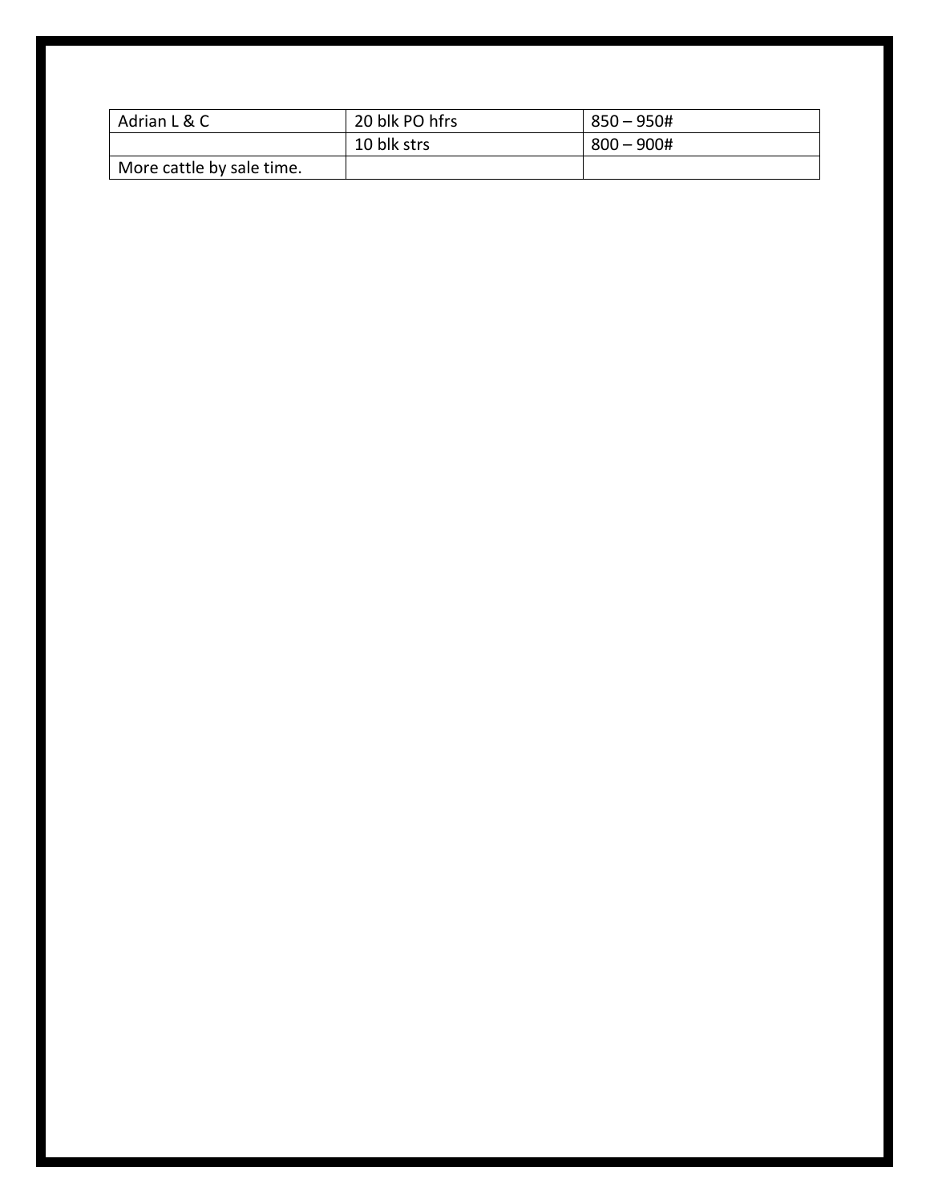| | | |
|---|---|---|
| Adrian L & C | 20 blk PO hfrs | 850 – 950# |
| | 10 blk strs | 800 – 900# |
| More cattle by sale time. | | |